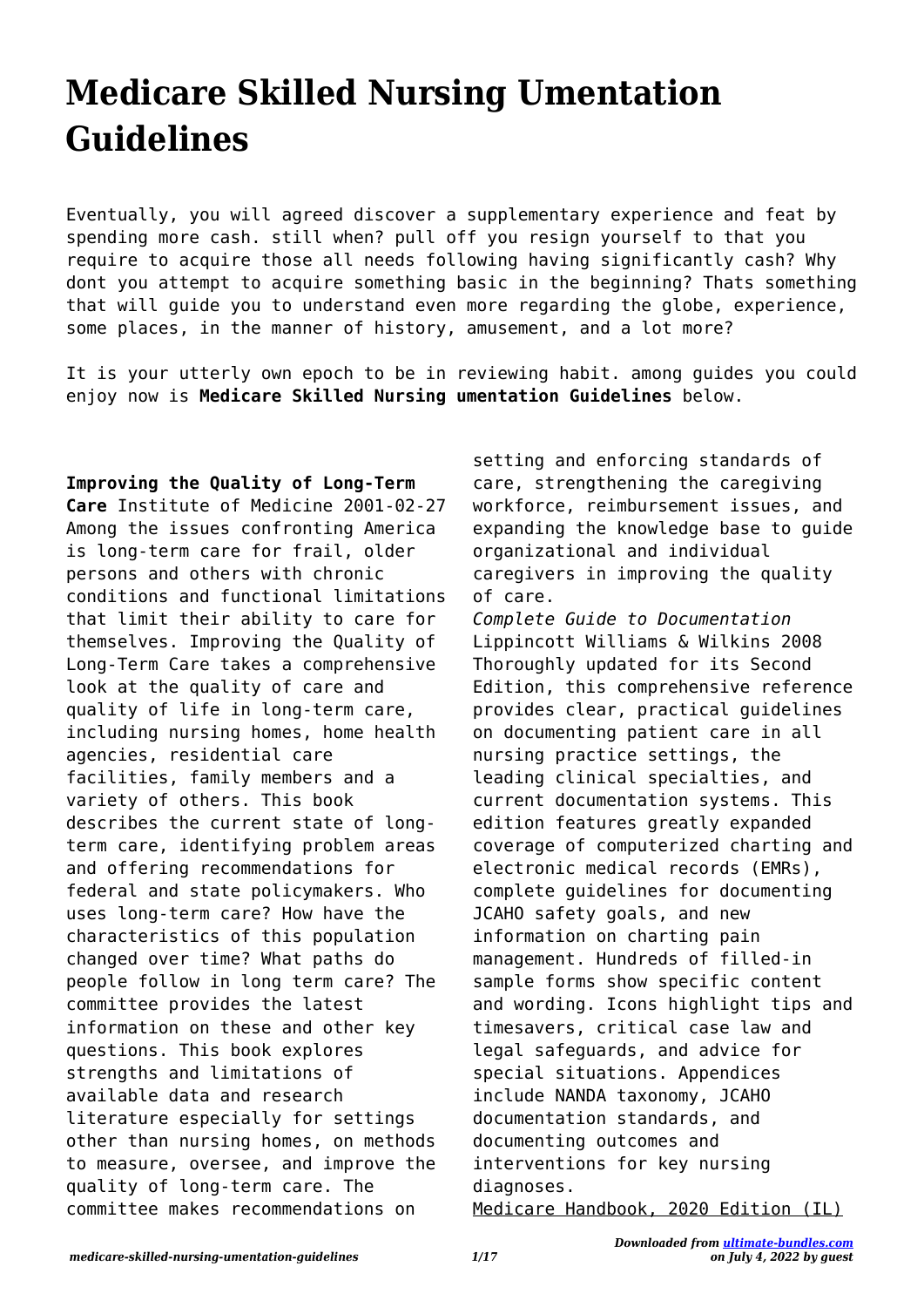# Medicare Skilled Nursing Umentation Guidelines

Eventually, you will agreed discover a supplementary experience and feat by spending more cash. still when? pull off you resign yourself to that you require to acquire those all needs following having significantly cash? Why dont you attempt to acquire something basic in the beginning? Thats something that will guide you to understand even more regarding the globe, experience, some places, in the manner of history, amusement, and a lot more?

It is your utterly own epoch to be in reviewing habit. among guides you could enjoy now is **Medicare Skilled Nursing umentation Guidelines** below.

**Improving the Quality of Long-Term Care** Institute of Medicine 2001-02-27 Among the issues confronting America is long-term care for frail, older persons and others with chronic conditions and functional limitations that limit their ability to care for themselves. Improving the Quality of Long-Term Care takes a comprehensive look at the quality of care and quality of life in long-term care, including nursing homes, home health agencies, residential care facilities, family members and a variety of others. This book describes the current state of long-term care, identifying problem areas and offering recommendations for federal and state policymakers. Who uses long-term care? How have the characteristics of this population changed over time? What paths do people follow in long term care? The committee provides the latest information on these and other key questions. This book explores strengths and limitations of available data and research literature especially for settings other than nursing homes, on methods to measure, oversee, and improve the quality of long-term care. The committee makes recommendations on setting and enforcing standards of care, strengthening the caregiving workforce, reimbursement issues, and expanding the knowledge base to guide organizational and individual caregivers in improving the quality of care.

*Complete Guide to Documentation* Lippincott Williams & Wilkins 2008 Thoroughly updated for its Second Edition, this comprehensive reference provides clear, practical guidelines on documenting patient care in all nursing practice settings, the leading clinical specialties, and current documentation systems. This edition features greatly expanded coverage of computerized charting and electronic medical records (EMRs), complete guidelines for documenting JCAHO safety goals, and new information on charting pain management. Hundreds of filled-in sample forms show specific content and wording. Icons highlight tips and timesavers, critical case law and legal safeguards, and advice for special situations. Appendices include NANDA taxonomy, JCAHO documentation standards, and documenting outcomes and interventions for key nursing diagnoses.

Medicare Handbook, 2020 Edition (IL)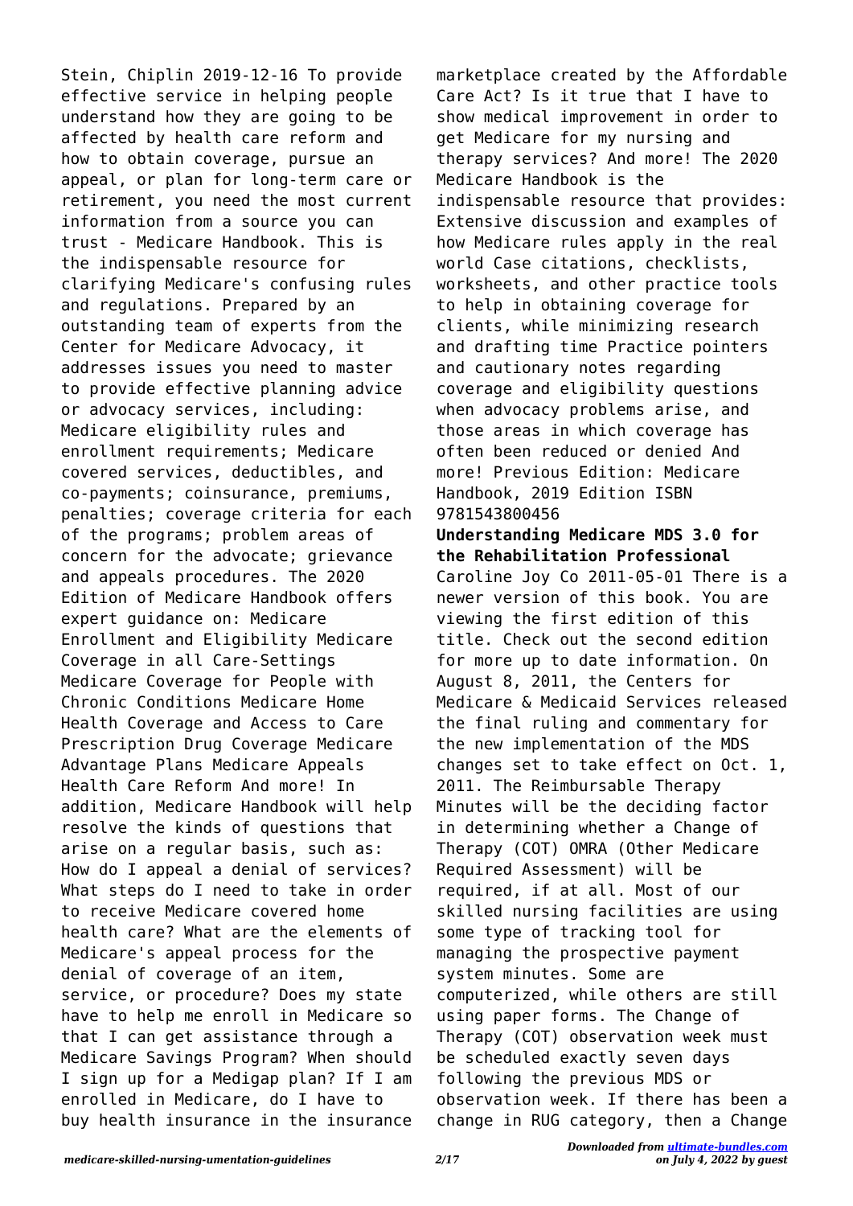Stein, Chiplin 2019-12-16 To provide effective service in helping people understand how they are going to be affected by health care reform and how to obtain coverage, pursue an appeal, or plan for long-term care or retirement, you need the most current information from a source you can trust - Medicare Handbook. This is the indispensable resource for clarifying Medicare's confusing rules and regulations. Prepared by an outstanding team of experts from the Center for Medicare Advocacy, it addresses issues you need to master to provide effective planning advice or advocacy services, including: Medicare eligibility rules and enrollment requirements; Medicare covered services, deductibles, and co-payments; coinsurance, premiums, penalties; coverage criteria for each of the programs; problem areas of concern for the advocate; grievance and appeals procedures. The 2020 Edition of Medicare Handbook offers expert guidance on: Medicare Enrollment and Eligibility Medicare Coverage in all Care-Settings Medicare Coverage for People with Chronic Conditions Medicare Home Health Coverage and Access to Care Prescription Drug Coverage Medicare Advantage Plans Medicare Appeals Health Care Reform And more! In addition, Medicare Handbook will help resolve the kinds of questions that arise on a regular basis, such as: How do I appeal a denial of services? What steps do I need to take in order to receive Medicare covered home health care? What are the elements of Medicare's appeal process for the denial of coverage of an item, service, or procedure? Does my state have to help me enroll in Medicare so that I can get assistance through a Medicare Savings Program? When should I sign up for a Medigap plan? If I am enrolled in Medicare, do I have to buy health insurance in the insurance marketplace created by the Affordable Care Act? Is it true that I have to show medical improvement in order to get Medicare for my nursing and therapy services? And more! The 2020 Medicare Handbook is the indispensable resource that provides: Extensive discussion and examples of how Medicare rules apply in the real world Case citations, checklists, worksheets, and other practice tools to help in obtaining coverage for clients, while minimizing research and drafting time Practice pointers and cautionary notes regarding coverage and eligibility questions when advocacy problems arise, and those areas in which coverage has often been reduced or denied And more! Previous Edition: Medicare Handbook, 2019 Edition ISBN 9781543800456

**Understanding Medicare MDS 3.0 for the Rehabilitation Professional**

Caroline Joy Co 2011-05-01 There is a newer version of this book. You are viewing the first edition of this title. Check out the second edition for more up to date information. On August 8, 2011, the Centers for Medicare & Medicaid Services released the final ruling and commentary for the new implementation of the MDS changes set to take effect on Oct. 1, 2011. The Reimbursable Therapy Minutes will be the deciding factor in determining whether a Change of Therapy (COT) OMRA (Other Medicare Required Assessment) will be required, if at all. Most of our skilled nursing facilities are using some type of tracking tool for managing the prospective payment system minutes. Some are computerized, while others are still using paper forms. The Change of Therapy (COT) observation week must be scheduled exactly seven days following the previous MDS or observation week. If there has been a change in RUG category, then a Change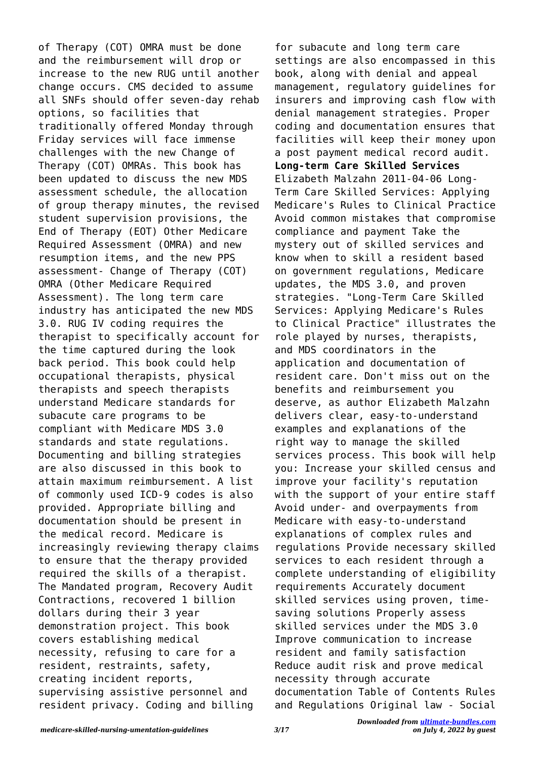of Therapy (COT) OMRA must be done and the reimbursement will drop or increase to the new RUG until another change occurs. CMS decided to assume all SNFs should offer seven-day rehab options, so facilities that traditionally offered Monday through Friday services will face immense challenges with the new Change of Therapy (COT) OMRAs. This book has been updated to discuss the new MDS assessment schedule, the allocation of group therapy minutes, the revised student supervision provisions, the End of Therapy (EOT) Other Medicare Required Assessment (OMRA) and new resumption items, and the new PPS assessment- Change of Therapy (COT) OMRA (Other Medicare Required Assessment). The long term care industry has anticipated the new MDS 3.0. RUG IV coding requires the therapist to specifically account for the time captured during the look back period. This book could help occupational therapists, physical therapists and speech therapists understand Medicare standards for subacute care programs to be compliant with Medicare MDS 3.0 standards and state regulations. Documenting and billing strategies are also discussed in this book to attain maximum reimbursement. A list of commonly used ICD-9 codes is also provided. Appropriate billing and documentation should be present in the medical record. Medicare is increasingly reviewing therapy claims to ensure that the therapy provided required the skills of a therapist. The Mandated program, Recovery Audit Contractions, recovered 1 billion dollars during their 3 year demonstration project. This book covers establishing medical necessity, refusing to care for a resident, restraints, safety, creating incident reports, supervising assistive personnel and resident privacy. Coding and billing for subacute and long term care settings are also encompassed in this book, along with denial and appeal management, regulatory guidelines for insurers and improving cash flow with denial management strategies. Proper coding and documentation ensures that facilities will keep their money upon a post payment medical record audit.

**Long-term Care Skilled Services** Elizabeth Malzahn 2011-04-06 Long-Term Care Skilled Services: Applying Medicare's Rules to Clinical Practice Avoid common mistakes that compromise compliance and payment Take the mystery out of skilled services and know when to skill a resident based on government regulations, Medicare updates, the MDS 3.0, and proven strategies. "Long-Term Care Skilled Services: Applying Medicare's Rules to Clinical Practice" illustrates the role played by nurses, therapists, and MDS coordinators in the application and documentation of resident care. Don't miss out on the benefits and reimbursement you deserve, as author Elizabeth Malzahn delivers clear, easy-to-understand examples and explanations of the right way to manage the skilled services process. This book will help you: Increase your skilled census and improve your facility's reputation with the support of your entire staff Avoid under- and overpayments from Medicare with easy-to-understand explanations of complex rules and regulations Provide necessary skilled services to each resident through a complete understanding of eligibility requirements Accurately document skilled services using proven, time-saving solutions Properly assess skilled services under the MDS 3.0 Improve communication to increase resident and family satisfaction Reduce audit risk and prove medical necessity through accurate documentation Table of Contents Rules and Regulations Original law - Social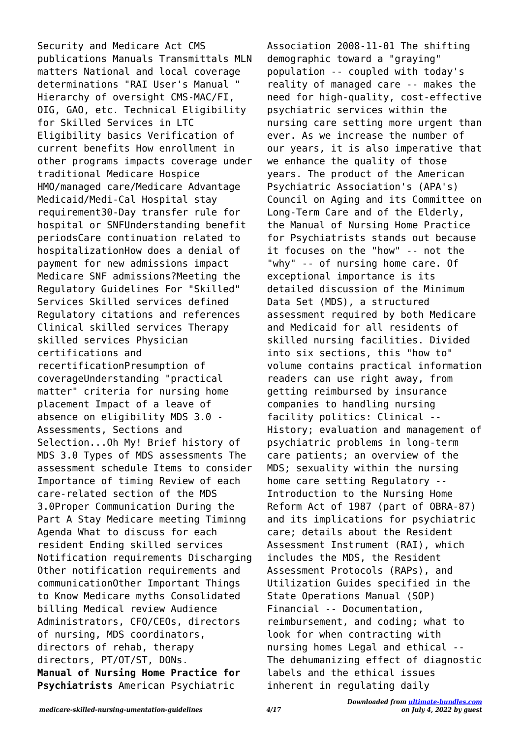Security and Medicare Act CMS publications Manuals Transmittals MLN matters National and local coverage determinations "RAI User's Manual " Hierarchy of oversight CMS-MAC/FI, OIG, GAO, etc. Technical Eligibility for Skilled Services in LTC Eligibility basics Verification of current benefits How enrollment in other programs impacts coverage under traditional Medicare Hospice HMO/managed care/Medicare Advantage Medicaid/Medi-Cal Hospital stay requirement30-Day transfer rule for hospital or SNFUnderstanding benefit periodsCare continuation related to hospitalizationHow does a denial of payment for new admissions impact Medicare SNF admissions?Meeting the Regulatory Guidelines For "Skilled" Services Skilled services defined Regulatory citations and references Clinical skilled services Therapy skilled services Physician certifications and recertificationPresumption of coverageUnderstanding "practical matter" criteria for nursing home placement Impact of a leave of absence on eligibility MDS 3.0 - Assessments, Sections and Selection...Oh My! Brief history of MDS 3.0 Types of MDS assessments The assessment schedule Items to consider Importance of timing Review of each care-related section of the MDS 3.0Proper Communication During the Part A Stay Medicare meeting Timinng Agenda What to discuss for each resident Ending skilled services Notification requirements Discharging Other notification requirements and communicationOther Important Things to Know Medicare myths Consolidated billing Medical review Audience Administrators, CFO/CEOs, directors of nursing, MDS coordinators, directors of rehab, therapy directors, PT/OT/ST, DONs.

**Manual of Nursing Home Practice for Psychiatrists** American Psychiatric Association 2008-11-01 The shifting demographic toward a "graying" population -- coupled with today's reality of managed care -- makes the need for high-quality, cost-effective psychiatric services within the nursing care setting more urgent than ever. As we increase the number of our years, it is also imperative that we enhance the quality of those years. The product of the American Psychiatric Association's (APA's) Council on Aging and its Committee on Long-Term Care and of the Elderly, the Manual of Nursing Home Practice for Psychiatrists stands out because it focuses on the "how" -- not the "why" -- of nursing home care. Of exceptional importance is its detailed discussion of the Minimum Data Set (MDS), a structured assessment required by both Medicare and Medicaid for all residents of skilled nursing facilities. Divided into six sections, this "how to" volume contains practical information readers can use right away, from getting reimbursed by insurance companies to handling nursing facility politics: Clinical -- History; evaluation and management of psychiatric problems in long-term care patients; an overview of the MDS; sexuality within the nursing home care setting Regulatory -- Introduction to the Nursing Home Reform Act of 1987 (part of OBRA-87) and its implications for psychiatric care; details about the Resident Assessment Instrument (RAI), which includes the MDS, the Resident Assessment Protocols (RAPs), and Utilization Guides specified in the State Operations Manual (SOP) Financial -- Documentation, reimbursement, and coding; what to look for when contracting with nursing homes Legal and ethical -- The dehumanizing effect of diagnostic labels and the ethical issues inherent in regulating daily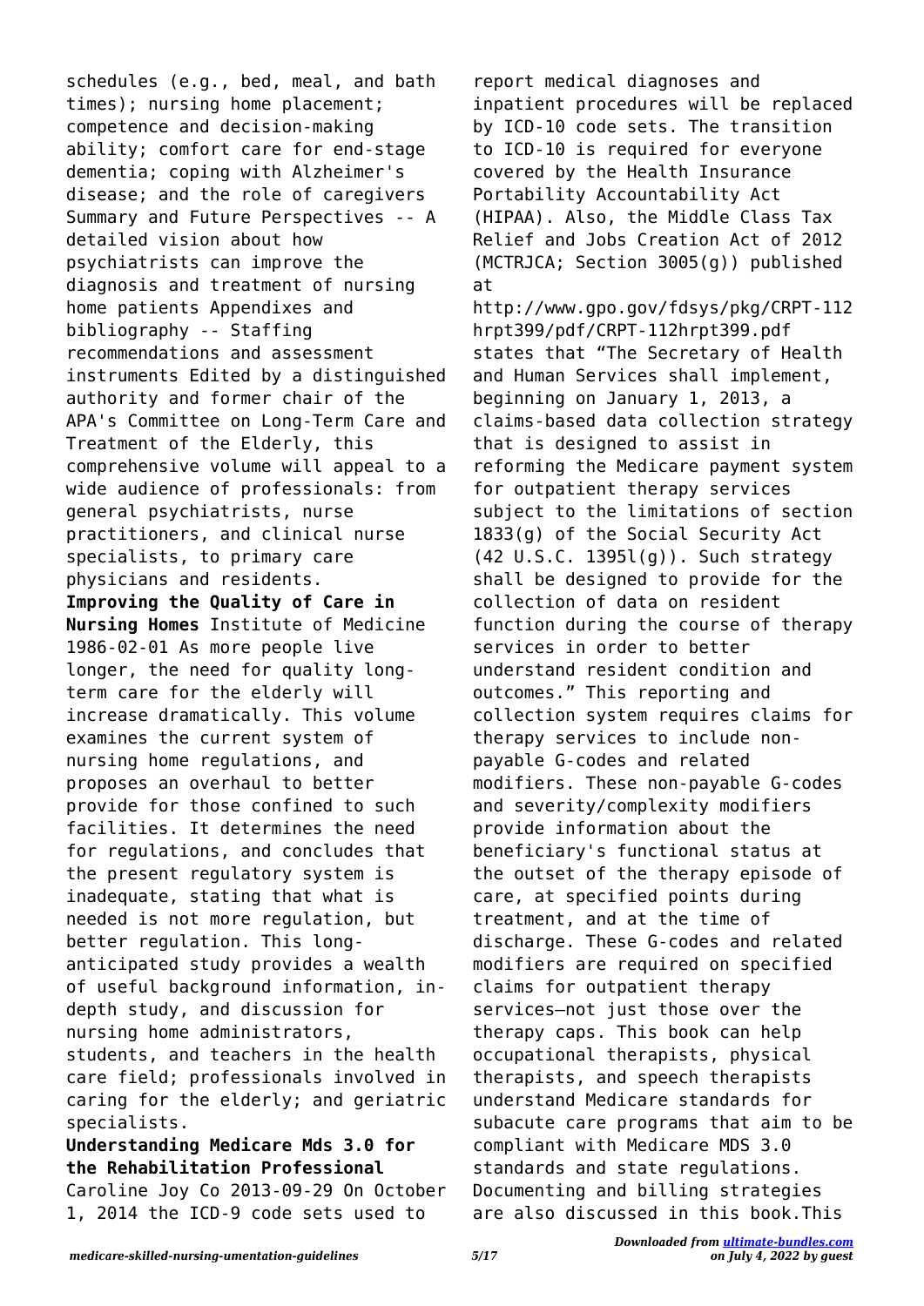schedules (e.g., bed, meal, and bath times); nursing home placement; competence and decision-making ability; comfort care for end-stage dementia; coping with Alzheimer's disease; and the role of caregivers Summary and Future Perspectives -- A detailed vision about how psychiatrists can improve the diagnosis and treatment of nursing home patients Appendixes and bibliography -- Staffing recommendations and assessment instruments Edited by a distinguished authority and former chair of the APA's Committee on Long-Term Care and Treatment of the Elderly, this comprehensive volume will appeal to a wide audience of professionals: from general psychiatrists, nurse practitioners, and clinical nurse specialists, to primary care physicians and residents.

**Improving the Quality of Care in Nursing Homes** Institute of Medicine 1986-02-01 As more people live longer, the need for quality long-term care for the elderly will increase dramatically. This volume examines the current system of nursing home regulations, and proposes an overhaul to better provide for those confined to such facilities. It determines the need for regulations, and concludes that the present regulatory system is inadequate, stating that what is needed is not more regulation, but better regulation. This long-anticipated study provides a wealth of useful background information, in-depth study, and discussion for nursing home administrators, students, and teachers in the health care field; professionals involved in caring for the elderly; and geriatric specialists.

**Understanding Medicare Mds 3.0 for the Rehabilitation Professional** Caroline Joy Co 2013-09-29 On October 1, 2014 the ICD-9 code sets used to report medical diagnoses and inpatient procedures will be replaced by ICD-10 code sets. The transition to ICD-10 is required for everyone covered by the Health Insurance Portability Accountability Act (HIPAA). Also, the Middle Class Tax Relief and Jobs Creation Act of 2012 (MCTRJCA; Section 3005(g)) published at http://www.gpo.gov/fdsys/pkg/CRPT-112hrpt399/pdf/CRPT-112hrpt399.pdf states that "The Secretary of Health and Human Services shall implement, beginning on January 1, 2013, a claims-based data collection strategy that is designed to assist in reforming the Medicare payment system for outpatient therapy services subject to the limitations of section 1833(g) of the Social Security Act (42 U.S.C. 1395l(g)). Such strategy shall be designed to provide for the collection of data on resident function during the course of therapy services in order to better understand resident condition and outcomes." This reporting and collection system requires claims for therapy services to include non-payable G-codes and related modifiers. These non-payable G-codes and severity/complexity modifiers provide information about the beneficiary's functional status at the outset of the therapy episode of care, at specified points during treatment, and at the time of discharge. These G-codes and related modifiers are required on specified claims for outpatient therapy services—not just those over the therapy caps. This book can help occupational therapists, physical therapists, and speech therapists understand Medicare standards for subacute care programs that aim to be compliant with Medicare MDS 3.0 standards and state regulations. Documenting and billing strategies are also discussed in this book.This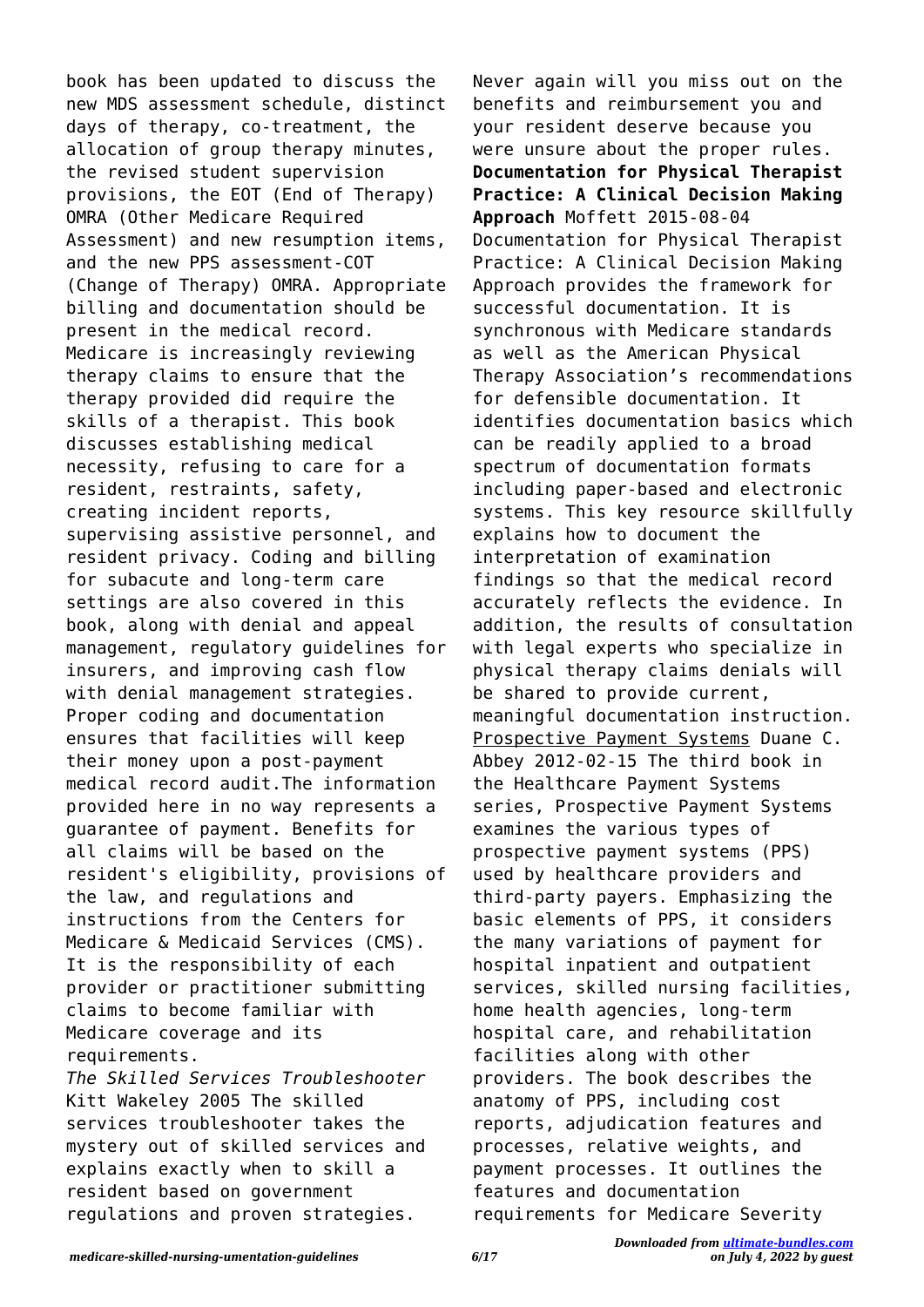book has been updated to discuss the new MDS assessment schedule, distinct days of therapy, co-treatment, the allocation of group therapy minutes, the revised student supervision provisions, the EOT (End of Therapy) OMRA (Other Medicare Required Assessment) and new resumption items, and the new PPS assessment-COT (Change of Therapy) OMRA. Appropriate billing and documentation should be present in the medical record. Medicare is increasingly reviewing therapy claims to ensure that the therapy provided did require the skills of a therapist. This book discusses establishing medical necessity, refusing to care for a resident, restraints, safety, creating incident reports, supervising assistive personnel, and resident privacy. Coding and billing for subacute and long-term care settings are also covered in this book, along with denial and appeal management, regulatory guidelines for insurers, and improving cash flow with denial management strategies. Proper coding and documentation ensures that facilities will keep their money upon a post-payment medical record audit.The information provided here in no way represents a guarantee of payment. Benefits for all claims will be based on the resident's eligibility, provisions of the law, and regulations and instructions from the Centers for Medicare & Medicaid Services (CMS). It is the responsibility of each provider or practitioner submitting claims to become familiar with Medicare coverage and its requirements.

*The Skilled Services Troubleshooter* Kitt Wakeley 2005 The skilled services troubleshooter takes the mystery out of skilled services and explains exactly when to skill a resident based on government regulations and proven strategies. Never again will you miss out on the benefits and reimbursement you and your resident deserve because you were unsure about the proper rules.

**Documentation for Physical Therapist Practice: A Clinical Decision Making Approach** Moffett 2015-08-04 Documentation for Physical Therapist Practice: A Clinical Decision Making Approach provides the framework for successful documentation. It is synchronous with Medicare standards as well as the American Physical Therapy Association's recommendations for defensible documentation. It identifies documentation basics which can be readily applied to a broad spectrum of documentation formats including paper-based and electronic systems. This key resource skillfully explains how to document the interpretation of examination findings so that the medical record accurately reflects the evidence. In addition, the results of consultation with legal experts who specialize in physical therapy claims denials will be shared to provide current, meaningful documentation instruction.

Prospective Payment Systems Duane C. Abbey 2012-02-15 The third book in the Healthcare Payment Systems series, Prospective Payment Systems examines the various types of prospective payment systems (PPS) used by healthcare providers and third-party payers. Emphasizing the basic elements of PPS, it considers the many variations of payment for hospital inpatient and outpatient services, skilled nursing facilities, home health agencies, long-term hospital care, and rehabilitation facilities along with other providers. The book describes the anatomy of PPS, including cost reports, adjudication features and processes, relative weights, and payment processes. It outlines the features and documentation requirements for Medicare Severity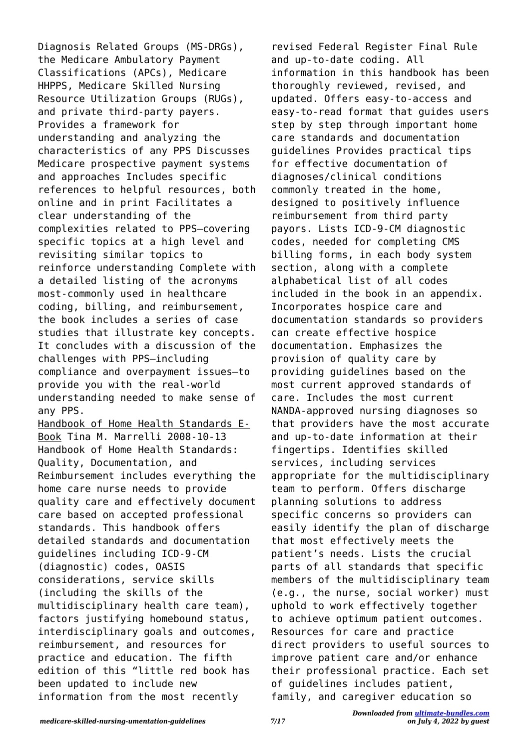Diagnosis Related Groups (MS-DRGs), the Medicare Ambulatory Payment Classifications (APCs), Medicare HHPPS, Medicare Skilled Nursing Resource Utilization Groups (RUGs), and private third-party payers. Provides a framework for understanding and analyzing the characteristics of any PPS Discusses Medicare prospective payment systems and approaches Includes specific references to helpful resources, both online and in print Facilitates a clear understanding of the complexities related to PPS—covering specific topics at a high level and revisiting similar topics to reinforce understanding Complete with a detailed listing of the acronyms most-commonly used in healthcare coding, billing, and reimbursement, the book includes a series of case studies that illustrate key concepts. It concludes with a discussion of the challenges with PPS—including compliance and overpayment issues—to provide you with the real-world understanding needed to make sense of any PPS.

Handbook of Home Health Standards E-Book Tina M. Marrelli 2008-10-13 Handbook of Home Health Standards: Quality, Documentation, and Reimbursement includes everything the home care nurse needs to provide quality care and effectively document care based on accepted professional standards. This handbook offers detailed standards and documentation guidelines including ICD-9-CM (diagnostic) codes, OASIS considerations, service skills (including the skills of the multidisciplinary health care team), factors justifying homebound status, interdisciplinary goals and outcomes, reimbursement, and resources for practice and education. The fifth edition of this "little red book has been updated to include new information from the most recently revised Federal Register Final Rule and up-to-date coding. All information in this handbook has been thoroughly reviewed, revised, and updated. Offers easy-to-access and easy-to-read format that guides users step by step through important home care standards and documentation guidelines Provides practical tips for effective documentation of diagnoses/clinical conditions commonly treated in the home, designed to positively influence reimbursement from third party payors. Lists ICD-9-CM diagnostic codes, needed for completing CMS billing forms, in each body system section, along with a complete alphabetical list of all codes included in the book in an appendix. Incorporates hospice care and documentation standards so providers can create effective hospice documentation. Emphasizes the provision of quality care by providing guidelines based on the most current approved standards of care. Includes the most current NANDA-approved nursing diagnoses so that providers have the most accurate and up-to-date information at their fingertips. Identifies skilled services, including services appropriate for the multidisciplinary team to perform. Offers discharge planning solutions to address specific concerns so providers can easily identify the plan of discharge that most effectively meets the patient's needs. Lists the crucial parts of all standards that specific members of the multidisciplinary team (e.g., the nurse, social worker) must uphold to work effectively together to achieve optimum patient outcomes. Resources for care and practice direct providers to useful sources to improve patient care and/or enhance their professional practice. Each set of guidelines includes patient, family, and caregiver education so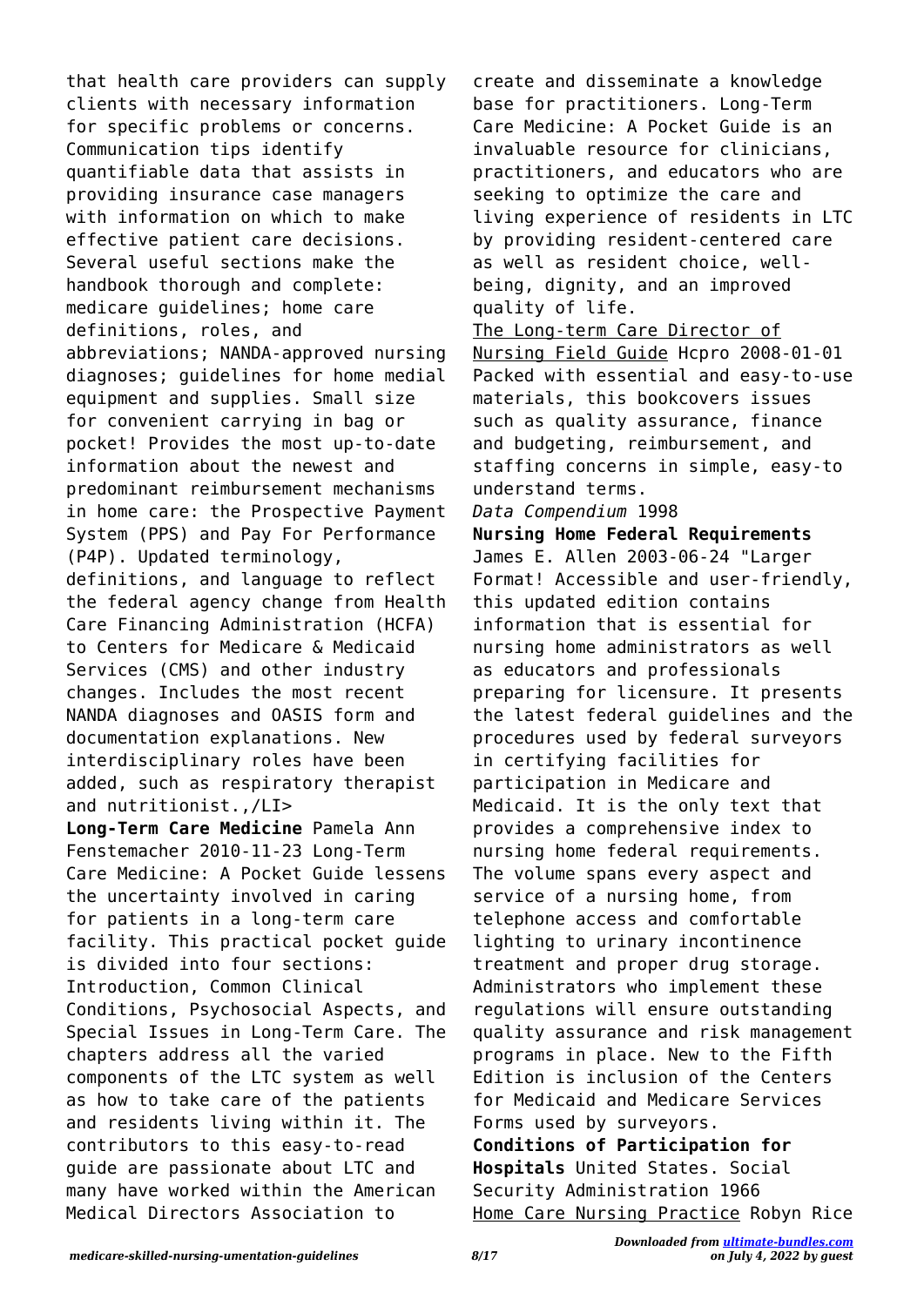that health care providers can supply clients with necessary information for specific problems or concerns. Communication tips identify quantifiable data that assists in providing insurance case managers with information on which to make effective patient care decisions. Several useful sections make the handbook thorough and complete: medicare guidelines; home care definitions, roles, and abbreviations; NANDA-approved nursing diagnoses; guidelines for home medial equipment and supplies. Small size for convenient carrying in bag or pocket! Provides the most up-to-date information about the newest and predominant reimbursement mechanisms in home care: the Prospective Payment System (PPS) and Pay For Performance (P4P). Updated terminology, definitions, and language to reflect the federal agency change from Health Care Financing Administration (HCFA) to Centers for Medicare & Medicaid Services (CMS) and other industry changes. Includes the most recent NANDA diagnoses and OASIS form and documentation explanations. New interdisciplinary roles have been added, such as respiratory therapist and nutritionist.,/LI>

**Long-Term Care Medicine** Pamela Ann Fenstemacher 2010-11-23 Long-Term Care Medicine: A Pocket Guide lessens the uncertainty involved in caring for patients in a long-term care facility. This practical pocket guide is divided into four sections: Introduction, Common Clinical Conditions, Psychosocial Aspects, and Special Issues in Long-Term Care. The chapters address all the varied components of the LTC system as well as how to take care of the patients and residents living within it. The contributors to this easy-to-read guide are passionate about LTC and many have worked within the American Medical Directors Association to create and disseminate a knowledge base for practitioners. Long-Term Care Medicine: A Pocket Guide is an invaluable resource for clinicians, practitioners, and educators who are seeking to optimize the care and living experience of residents in LTC by providing resident-centered care as well as resident choice, well-being, dignity, and an improved quality of life.

The Long-term Care Director of Nursing Field Guide Hcpro 2008-01-01 Packed with essential and easy-to-use materials, this bookcovers issues such as quality assurance, finance and budgeting, reimbursement, and staffing concerns in simple, easy-to understand terms.

*Data Compendium* 1998

**Nursing Home Federal Requirements** James E. Allen 2003-06-24 "Larger Format! Accessible and user-friendly, this updated edition contains information that is essential for nursing home administrators as well as educators and professionals preparing for licensure. It presents the latest federal guidelines and the procedures used by federal surveyors in certifying facilities for participation in Medicare and Medicaid. It is the only text that provides a comprehensive index to nursing home federal requirements. The volume spans every aspect and service of a nursing home, from telephone access and comfortable lighting to urinary incontinence treatment and proper drug storage. Administrators who implement these regulations will ensure outstanding quality assurance and risk management programs in place. New to the Fifth Edition is inclusion of the Centers for Medicaid and Medicare Services Forms used by surveyors.

**Conditions of Participation for Hospitals** United States. Social Security Administration 1966

Home Care Nursing Practice Robyn Rice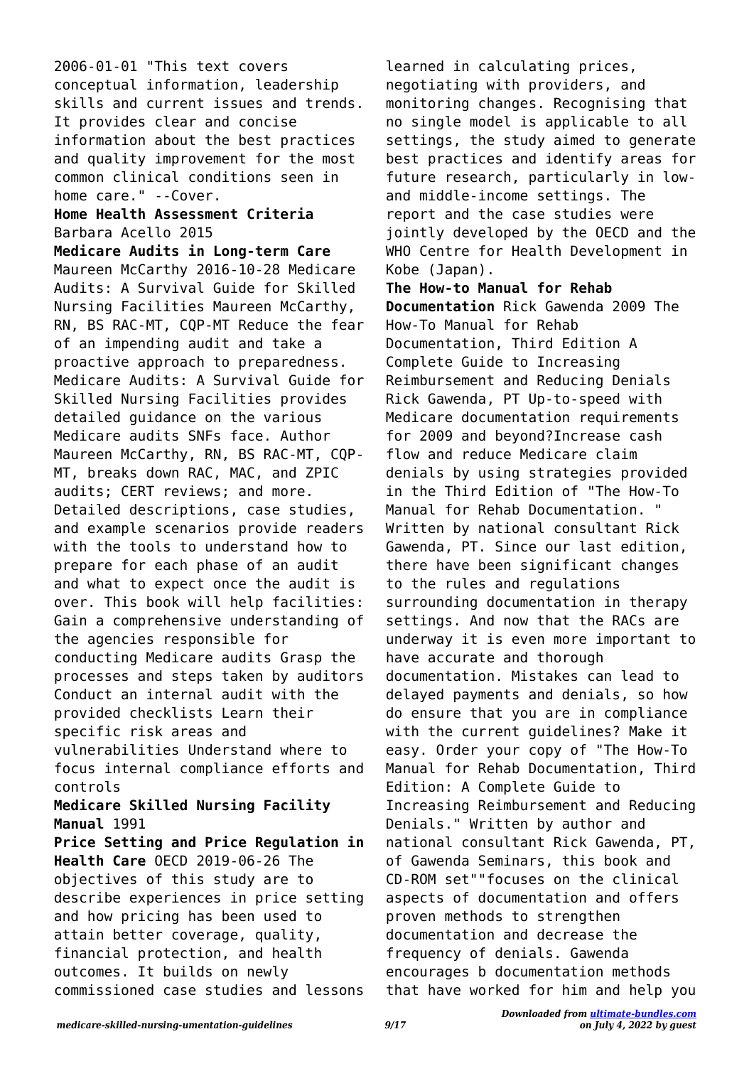2006-01-01 "This text covers conceptual information, leadership skills and current issues and trends. It provides clear and concise information about the best practices and quality improvement for the most common clinical conditions seen in home care." --Cover.

**Home Health Assessment Criteria** Barbara Acello 2015

**Medicare Audits in Long-term Care** Maureen McCarthy 2016-10-28 Medicare Audits: A Survival Guide for Skilled Nursing Facilities Maureen McCarthy, RN, BS RAC-MT, CQP-MT Reduce the fear of an impending audit and take a proactive approach to preparedness. Medicare Audits: A Survival Guide for Skilled Nursing Facilities provides detailed guidance on the various Medicare audits SNFs face. Author Maureen McCarthy, RN, BS RAC-MT, CQP-MT, breaks down RAC, MAC, and ZPIC audits; CERT reviews; and more. Detailed descriptions, case studies, and example scenarios provide readers with the tools to understand how to prepare for each phase of an audit and what to expect once the audit is over. This book will help facilities: Gain a comprehensive understanding of the agencies responsible for conducting Medicare audits Grasp the processes and steps taken by auditors Conduct an internal audit with the provided checklists Learn their specific risk areas and vulnerabilities Understand where to focus internal compliance efforts and controls

**Medicare Skilled Nursing Facility Manual** 1991

**Price Setting and Price Regulation in Health Care** OECD 2019-06-26 The objectives of this study are to describe experiences in price setting and how pricing has been used to attain better coverage, quality, financial protection, and health outcomes. It builds on newly commissioned case studies and lessons learned in calculating prices, negotiating with providers, and monitoring changes. Recognising that no single model is applicable to all settings, the study aimed to generate best practices and identify areas for future research, particularly in low- and middle-income settings. The report and the case studies were jointly developed by the OECD and the WHO Centre for Health Development in Kobe (Japan).

**The How-to Manual for Rehab Documentation** Rick Gawenda 2009 The How-To Manual for Rehab Documentation, Third Edition A Complete Guide to Increasing Reimbursement and Reducing Denials Rick Gawenda, PT Up-to-speed with Medicare documentation requirements for 2009 and beyond?Increase cash flow and reduce Medicare claim denials by using strategies provided in the Third Edition of "The How-To Manual for Rehab Documentation. " Written by national consultant Rick Gawenda, PT. Since our last edition, there have been significant changes to the rules and regulations surrounding documentation in therapy settings. And now that the RACs are underway it is even more important to have accurate and thorough documentation. Mistakes can lead to delayed payments and denials, so how do ensure that you are in compliance with the current guidelines? Make it easy. Order your copy of "The How-To Manual for Rehab Documentation, Third Edition: A Complete Guide to Increasing Reimbursement and Reducing Denials." Written by author and national consultant Rick Gawenda, PT, of Gawenda Seminars, this book and CD-ROM set""focuses on the clinical aspects of documentation and offers proven methods to strengthen documentation and decrease the frequency of denials. Gawenda encourages b documentation methods that have worked for him and help you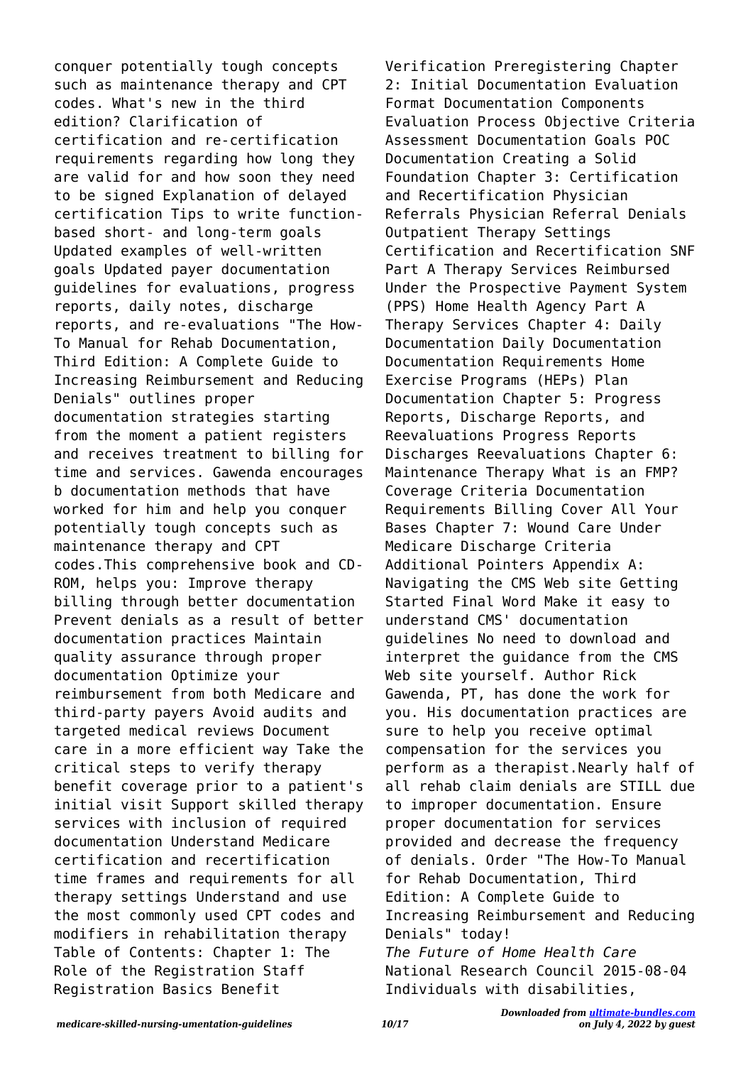conquer potentially tough concepts such as maintenance therapy and CPT codes. What's new in the third edition? Clarification of certification and re-certification requirements regarding how long they are valid for and how soon they need to be signed Explanation of delayed certification Tips to write function-based short- and long-term goals Updated examples of well-written goals Updated payer documentation guidelines for evaluations, progress reports, daily notes, discharge reports, and re-evaluations "The How-To Manual for Rehab Documentation, Third Edition: A Complete Guide to Increasing Reimbursement and Reducing Denials" outlines proper documentation strategies starting from the moment a patient registers and receives treatment to billing for time and services. Gawenda encourages b documentation methods that have worked for him and help you conquer potentially tough concepts such as maintenance therapy and CPT codes.This comprehensive book and CD-ROM, helps you: Improve therapy billing through better documentation Prevent denials as a result of better documentation practices Maintain quality assurance through proper documentation Optimize your reimbursement from both Medicare and third-party payers Avoid audits and targeted medical reviews Document care in a more efficient way Take the critical steps to verify therapy benefit coverage prior to a patient's initial visit Support skilled therapy services with inclusion of required documentation Understand Medicare certification and recertification time frames and requirements for all therapy settings Understand and use the most commonly used CPT codes and modifiers in rehabilitation therapy Table of Contents: Chapter 1: The Role of the Registration Staff Registration Basics Benefit Verification Preregistering Chapter 2: Initial Documentation Evaluation Format Documentation Components Evaluation Process Objective Criteria Assessment Documentation Goals POC Documentation Creating a Solid Foundation Chapter 3: Certification and Recertification Physician Referrals Physician Referral Denials Outpatient Therapy Settings Certification and Recertification SNF Part A Therapy Services Reimbursed Under the Prospective Payment System (PPS) Home Health Agency Part A Therapy Services Chapter 4: Daily Documentation Daily Documentation Documentation Requirements Home Exercise Programs (HEPs) Plan Documentation Chapter 5: Progress Reports, Discharge Reports, and Reevaluations Progress Reports Discharges Reevaluations Chapter 6: Maintenance Therapy What is an FMP? Coverage Criteria Documentation Requirements Billing Cover All Your Bases Chapter 7: Wound Care Under Medicare Discharge Criteria Additional Pointers Appendix A: Navigating the CMS Web site Getting Started Final Word Make it easy to understand CMS' documentation guidelines No need to download and interpret the guidance from the CMS Web site yourself. Author Rick Gawenda, PT, has done the work for you. His documentation practices are sure to help you receive optimal compensation for the services you perform as a therapist.Nearly half of all rehab claim denials are STILL due to improper documentation. Ensure proper documentation for services provided and decrease the frequency of denials. Order "The How-To Manual for Rehab Documentation, Third Edition: A Complete Guide to Increasing Reimbursement and Reducing Denials" today!

*The Future of Home Health Care*
National Research Council 2015-08-04
Individuals with disabilities,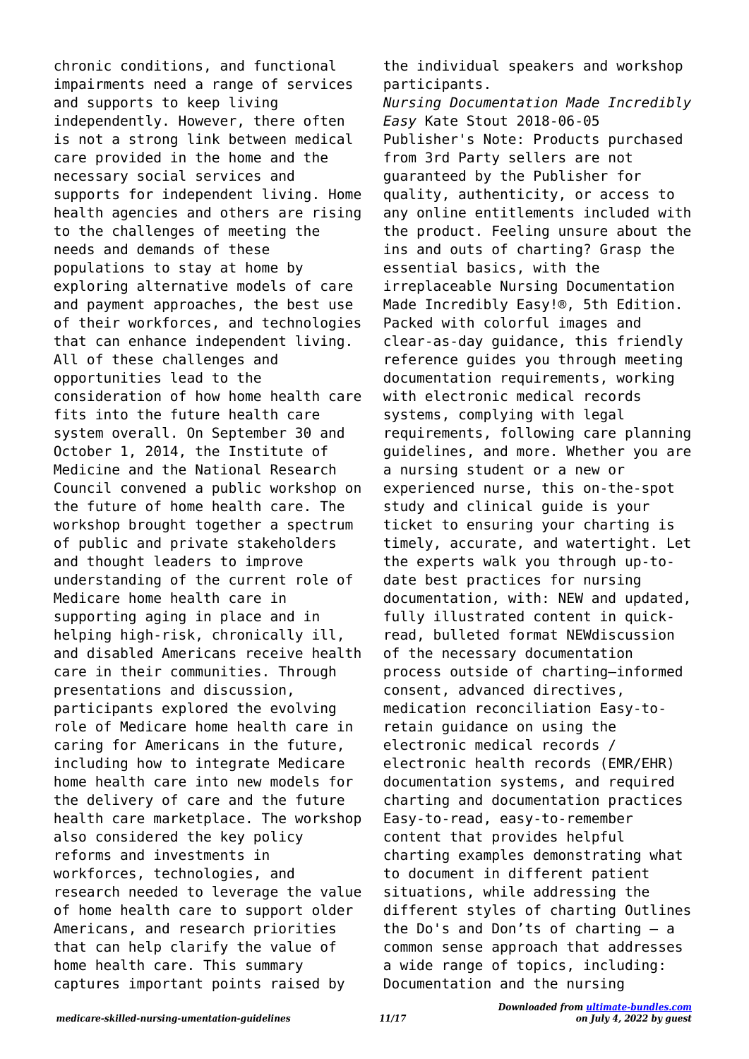chronic conditions, and functional impairments need a range of services and supports to keep living independently. However, there often is not a strong link between medical care provided in the home and the necessary social services and supports for independent living. Home health agencies and others are rising to the challenges of meeting the needs and demands of these populations to stay at home by exploring alternative models of care and payment approaches, the best use of their workforces, and technologies that can enhance independent living. All of these challenges and opportunities lead to the consideration of how home health care fits into the future health care system overall. On September 30 and October 1, 2014, the Institute of Medicine and the National Research Council convened a public workshop on the future of home health care. The workshop brought together a spectrum of public and private stakeholders and thought leaders to improve understanding of the current role of Medicare home health care in supporting aging in place and in helping high-risk, chronically ill, and disabled Americans receive health care in their communities. Through presentations and discussion, participants explored the evolving role of Medicare home health care in caring for Americans in the future, including how to integrate Medicare home health care into new models for the delivery of care and the future health care marketplace. The workshop also considered the key policy reforms and investments in workforces, technologies, and research needed to leverage the value of home health care to support older Americans, and research priorities that can help clarify the value of home health care. This summary captures important points raised by the individual speakers and workshop participants.

*Nursing Documentation Made Incredibly Easy* Kate Stout 2018-06-05 Publisher's Note: Products purchased from 3rd Party sellers are not guaranteed by the Publisher for quality, authenticity, or access to any online entitlements included with the product. Feeling unsure about the ins and outs of charting? Grasp the essential basics, with the irreplaceable Nursing Documentation Made Incredibly Easy!®, 5th Edition. Packed with colorful images and clear-as-day guidance, this friendly reference guides you through meeting documentation requirements, working with electronic medical records systems, complying with legal requirements, following care planning guidelines, and more. Whether you are a nursing student or a new or experienced nurse, this on-the-spot study and clinical guide is your ticket to ensuring your charting is timely, accurate, and watertight. Let the experts walk you through up-to-date best practices for nursing documentation, with: NEW and updated, fully illustrated content in quick-read, bulleted format NEWdiscussion of the necessary documentation process outside of charting—informed consent, advanced directives, medication reconciliation Easy-to-retain guidance on using the electronic medical records / electronic health records (EMR/EHR) documentation systems, and required charting and documentation practices Easy-to-read, easy-to-remember content that provides helpful charting examples demonstrating what to document in different patient situations, while addressing the different styles of charting Outlines the Do's and Don'ts of charting – a common sense approach that addresses a wide range of topics, including: Documentation and the nursing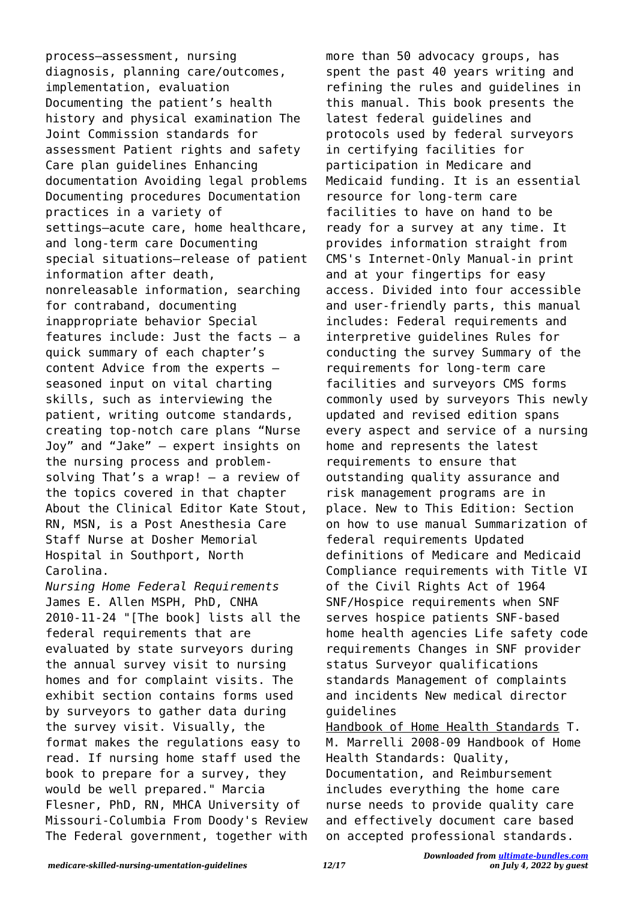process—assessment, nursing diagnosis, planning care/outcomes, implementation, evaluation Documenting the patient's health history and physical examination The Joint Commission standards for assessment Patient rights and safety Care plan guidelines Enhancing documentation Avoiding legal problems Documenting procedures Documentation practices in a variety of settings—acute care, home healthcare, and long-term care Documenting special situations—release of patient information after death, nonreleasable information, searching for contraband, documenting inappropriate behavior Special features include: Just the facts – a quick summary of each chapter's content Advice from the experks – seasoned input on vital charting skills, such as interviewing the patient, writing outcome standards, creating top-notch care plans "Nurse Joy" and "Jake" – expert insights on the nursing process and problem-solving That's a wrap! – a review of the topics covered in that chapter About the Clinical Editor Kate Stout, RN, MSN, is a Post Anesthesia Care Staff Nurse at Dosher Memorial Hospital in Southport, North Carolina.

*Nursing Home Federal Requirements* James E. Allen MSPH, PhD, CNHA 2010-11-24 "[The book] lists all the federal requirements that are evaluated by state surveyors during the annual survey visit to nursing homes and for complaint visits. The exhibit section contains forms used by surveyors to gather data during the survey visit. Visually, the format makes the regulations easy to read. If nursing home staff used the book to prepare for a survey, they would be well prepared." Marcia Flesner, PhD, RN, MHCA University of Missouri-Columbia From Doody's Review The Federal government, together with more than 50 advocacy groups, has spent the past 40 years writing and refining the rules and guidelines in this manual. This book presents the latest federal guidelines and protocols used by federal surveyors in certifying facilities for participation in Medicare and Medicaid funding. It is an essential resource for long-term care facilities to have on hand to be ready for a survey at any time. It provides information straight from CMS's Internet-Only Manual-in print and at your fingertips for easy access. Divided into four accessible and user-friendly parts, this manual includes: Federal requirements and interpretive guidelines Rules for conducting the survey Summary of the requirements for long-term care facilities and surveyors CMS forms commonly used by surveyors This newly updated and revised edition spans every aspect and service of a nursing home and represents the latest requirements to ensure that outstanding quality assurance and risk management programs are in place. New to This Edition: Section on how to use manual Summarization of federal requirements Updated definitions of Medicare and Medicaid Compliance requirements with Title VI of the Civil Rights Act of 1964 SNF/Hospice requirements when SNF serves hospice patients SNF-based home health agencies Life safety code requirements Changes in SNF provider status Surveyor qualifications standards Management of complaints and incidents New medical director guidelines

Handbook of Home Health Standards T. M. Marrelli 2008-09 Handbook of Home Health Standards: Quality, Documentation, and Reimbursement includes everything the home care nurse needs to provide quality care and effectively document care based on accepted professional standards.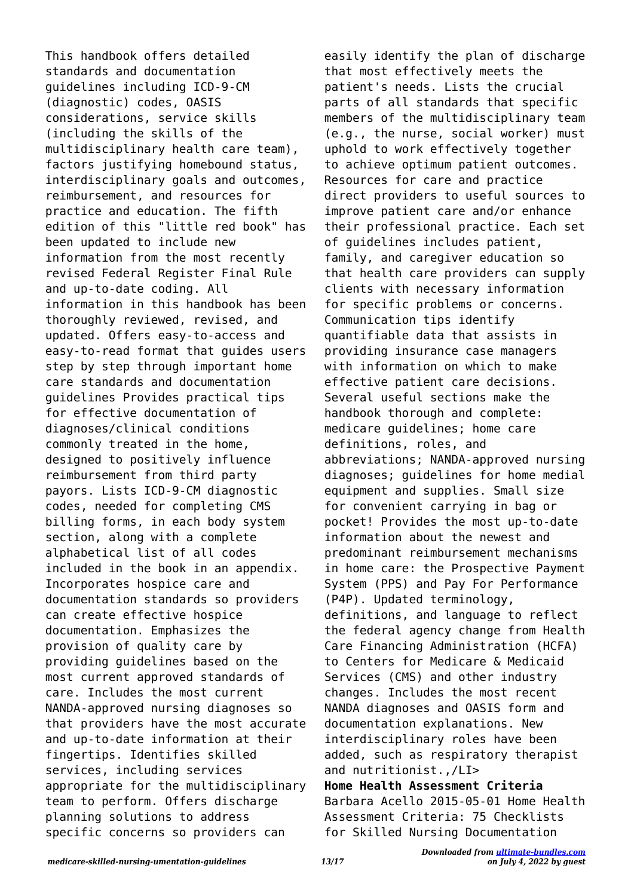This handbook offers detailed standards and documentation guidelines including ICD-9-CM (diagnostic) codes, OASIS considerations, service skills (including the skills of the multidisciplinary health care team), factors justifying homebound status, interdisciplinary goals and outcomes, reimbursement, and resources for practice and education. The fifth edition of this "little red book" has been updated to include new information from the most recently revised Federal Register Final Rule and up-to-date coding. All information in this handbook has been thoroughly reviewed, revised, and updated. Offers easy-to-access and easy-to-read format that guides users step by step through important home care standards and documentation guidelines Provides practical tips for effective documentation of diagnoses/clinical conditions commonly treated in the home, designed to positively influence reimbursement from third party payors. Lists ICD-9-CM diagnostic codes, needed for completing CMS billing forms, in each body system section, along with a complete alphabetical list of all codes included in the book in an appendix. Incorporates hospice care and documentation standards so providers can create effective hospice documentation. Emphasizes the provision of quality care by providing guidelines based on the most current approved standards of care. Includes the most current NANDA-approved nursing diagnoses so that providers have the most accurate and up-to-date information at their fingertips. Identifies skilled services, including services appropriate for the multidisciplinary team to perform. Offers discharge planning solutions to address specific concerns so providers can easily identify the plan of discharge that most effectively meets the patient's needs. Lists the crucial parts of all standards that specific members of the multidisciplinary team (e.g., the nurse, social worker) must uphold to work effectively together to achieve optimum patient outcomes. Resources for care and practice direct providers to useful sources to improve patient care and/or enhance their professional practice. Each set of guidelines includes patient, family, and caregiver education so that health care providers can supply clients with necessary information for specific problems or concerns. Communication tips identify quantifiable data that assists in providing insurance case managers with information on which to make effective patient care decisions. Several useful sections make the handbook thorough and complete: medicare guidelines; home care definitions, roles, and abbreviations; NANDA-approved nursing diagnoses; guidelines for home medial equipment and supplies. Small size for convenient carrying in bag or pocket! Provides the most up-to-date information about the newest and predominant reimbursement mechanisms in home care: the Prospective Payment System (PPS) and Pay For Performance (P4P). Updated terminology, definitions, and language to reflect the federal agency change from Health Care Financing Administration (HCFA) to Centers for Medicare & Medicaid Services (CMS) and other industry changes. Includes the most recent NANDA diagnoses and OASIS form and documentation explanations. New interdisciplinary roles have been added, such as respiratory therapist and nutritionist.,/LI>

**Home Health Assessment Criteria** Barbara Acello 2015-05-01 Home Health Assessment Criteria: 75 Checklists for Skilled Nursing Documentation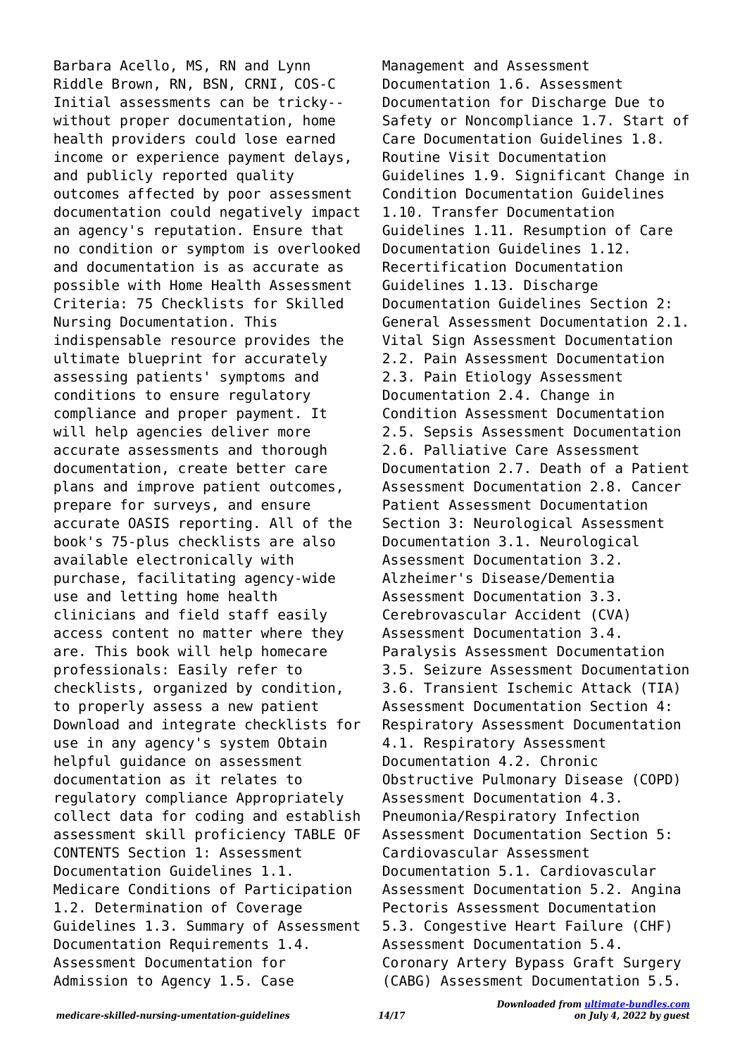Barbara Acello, MS, RN and Lynn Riddle Brown, RN, BSN, CRNI, COS-C Initial assessments can be tricky--without proper documentation, home health providers could lose earned income or experience payment delays, and publicly reported quality outcomes affected by poor assessment documentation could negatively impact an agency's reputation. Ensure that no condition or symptom is overlooked and documentation is as accurate as possible with Home Health Assessment Criteria: 75 Checklists for Skilled Nursing Documentation. This indispensable resource provides the ultimate blueprint for accurately assessing patients' symptoms and conditions to ensure regulatory compliance and proper payment. It will help agencies deliver more accurate assessments and thorough documentation, create better care plans and improve patient outcomes, prepare for surveys, and ensure accurate OASIS reporting. All of the book's 75-plus checklists are also available electronically with purchase, facilitating agency-wide use and letting home health clinicians and field staff easily access content no matter where they are. This book will help homecare professionals: Easily refer to checklists, organized by condition, to properly assess a new patient Download and integrate checklists for use in any agency's system Obtain helpful guidance on assessment documentation as it relates to regulatory compliance Appropriately collect data for coding and establish assessment skill proficiency TABLE OF CONTENTS Section 1: Assessment Documentation Guidelines 1.1. Medicare Conditions of Participation 1.2. Determination of Coverage Guidelines 1.3. Summary of Assessment Documentation Requirements 1.4. Assessment Documentation for Admission to Agency 1.5. Case Management and Assessment Documentation 1.6. Assessment Documentation for Discharge Due to Safety or Noncompliance 1.7. Start of Care Documentation Guidelines 1.8. Routine Visit Documentation Guidelines 1.9. Significant Change in Condition Documentation Guidelines 1.10. Transfer Documentation Guidelines 1.11. Resumption of Care Documentation Guidelines 1.12. Recertification Documentation Guidelines 1.13. Discharge Documentation Guidelines Section 2: General Assessment Documentation 2.1. Vital Sign Assessment Documentation 2.2. Pain Assessment Documentation 2.3. Pain Etiology Assessment Documentation 2.4. Change in Condition Assessment Documentation 2.5. Sepsis Assessment Documentation 2.6. Palliative Care Assessment Documentation 2.7. Death of a Patient Assessment Documentation 2.8. Cancer Patient Assessment Documentation Section 3: Neurological Assessment Documentation 3.1. Neurological Assessment Documentation 3.2. Alzheimer's Disease/Dementia Assessment Documentation 3.3. Cerebrovascular Accident (CVA) Assessment Documentation 3.4. Paralysis Assessment Documentation 3.5. Seizure Assessment Documentation 3.6. Transient Ischemic Attack (TIA) Assessment Documentation Section 4: Respiratory Assessment Documentation 4.1. Respiratory Assessment Documentation 4.2. Chronic Obstructive Pulmonary Disease (COPD) Assessment Documentation 4.3. Pneumonia/Respiratory Infection Assessment Documentation Section 5: Cardiovascular Assessment Documentation 5.1. Cardiovascular Assessment Documentation 5.2. Angina Pectoris Assessment Documentation 5.3. Congestive Heart Failure (CHF) Assessment Documentation 5.4. Coronary Artery Bypass Graft Surgery (CABG) Assessment Documentation 5.5.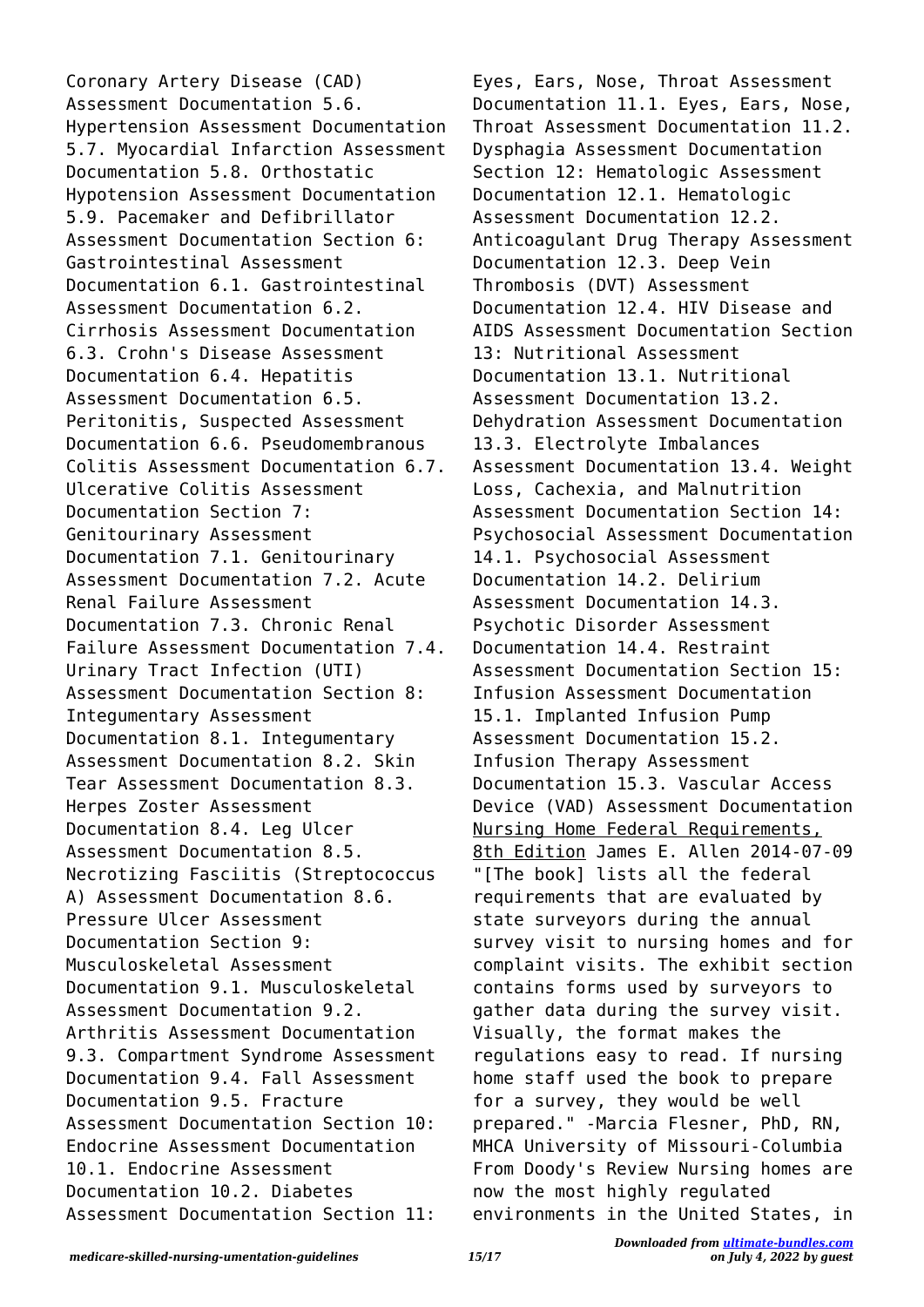Coronary Artery Disease (CAD) Assessment Documentation 5.6. Hypertension Assessment Documentation 5.7. Myocardial Infarction Assessment Documentation 5.8. Orthostatic Hypotension Assessment Documentation 5.9. Pacemaker and Defibrillator Assessment Documentation Section 6: Gastrointestinal Assessment Documentation 6.1. Gastrointestinal Assessment Documentation 6.2. Cirrhosis Assessment Documentation 6.3. Crohn's Disease Assessment Documentation 6.4. Hepatitis Assessment Documentation 6.5. Peritonitis, Suspected Assessment Documentation 6.6. Pseudomembranous Colitis Assessment Documentation 6.7. Ulcerative Colitis Assessment Documentation Section 7: Genitourinary Assessment Documentation 7.1. Genitourinary Assessment Documentation 7.2. Acute Renal Failure Assessment Documentation 7.3. Chronic Renal Failure Assessment Documentation 7.4. Urinary Tract Infection (UTI) Assessment Documentation Section 8: Integumentary Assessment Documentation 8.1. Integumentary Assessment Documentation 8.2. Skin Tear Assessment Documentation 8.3. Herpes Zoster Assessment Documentation 8.4. Leg Ulcer Assessment Documentation 8.5. Necrotizing Fasciitis (Streptococcus A) Assessment Documentation 8.6. Pressure Ulcer Assessment Documentation Section 9: Musculoskeletal Assessment Documentation 9.1. Musculoskeletal Assessment Documentation 9.2. Arthritis Assessment Documentation 9.3. Compartment Syndrome Assessment Documentation 9.4. Fall Assessment Documentation 9.5. Fracture Assessment Documentation Section 10: Endocrine Assessment Documentation 10.1. Endocrine Assessment Documentation 10.2. Diabetes Assessment Documentation Section 11: Eyes, Ears, Nose, Throat Assessment Documentation 11.1. Eyes, Ears, Nose, Throat Assessment Documentation 11.2. Dysphagia Assessment Documentation Section 12: Hematologic Assessment Documentation 12.1. Hematologic Assessment Documentation 12.2. Anticoagulant Drug Therapy Assessment Documentation 12.3. Deep Vein Thrombosis (DVT) Assessment Documentation 12.4. HIV Disease and AIDS Assessment Documentation Section 13: Nutritional Assessment Documentation 13.1. Nutritional Assessment Documentation 13.2. Dehydration Assessment Documentation 13.3. Electrolyte Imbalances Assessment Documentation 13.4. Weight Loss, Cachexia, and Malnutrition Assessment Documentation Section 14: Psychosocial Assessment Documentation 14.1. Psychosocial Assessment Documentation 14.2. Delirium Assessment Documentation 14.3. Psychotic Disorder Assessment Documentation 14.4. Restraint Assessment Documentation Section 15: Infusion Assessment Documentation 15.1. Implanted Infusion Pump Assessment Documentation 15.2. Infusion Therapy Assessment Documentation 15.3. Vascular Access Device (VAD) Assessment Documentation

Nursing Home Federal Requirements, 8th Edition James E. Allen 2014-07-09 "[The book] lists all the federal requirements that are evaluated by state surveyors during the annual survey visit to nursing homes and for complaint visits. The exhibit section contains forms used by surveyors to gather data during the survey visit. Visually, the format makes the regulations easy to read. If nursing home staff used the book to prepare for a survey, they would be well prepared." -Marcia Flesner, PhD, RN, MHCA University of Missouri-Columbia From Doody's Review Nursing homes are now the most highly regulated environments in the United States, in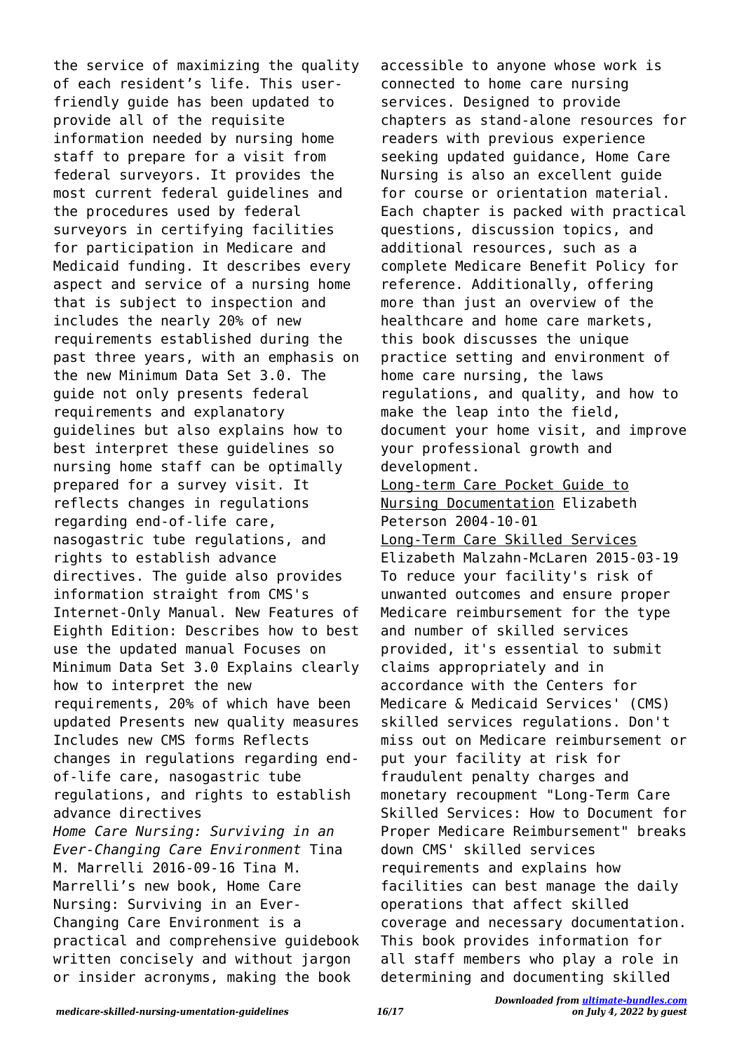the service of maximizing the quality of each resident's life. This user-friendly guide has been updated to provide all of the requisite information needed by nursing home staff to prepare for a visit from federal surveyors. It provides the most current federal guidelines and the procedures used by federal surveyors in certifying facilities for participation in Medicare and Medicaid funding. It describes every aspect and service of a nursing home that is subject to inspection and includes the nearly 20% of new requirements established during the past three years, with an emphasis on the new Minimum Data Set 3.0. The guide not only presents federal requirements and explanatory guidelines but also explains how to best interpret these guidelines so nursing home staff can be optimally prepared for a survey visit. It reflects changes in regulations regarding end-of-life care, nasogastric tube regulations, and rights to establish advance directives. The guide also provides information straight from CMS's Internet-Only Manual. New Features of Eighth Edition: Describes how to best use the updated manual Focuses on Minimum Data Set 3.0 Explains clearly how to interpret the new requirements, 20% of which have been updated Presents new quality measures Includes new CMS forms Reflects changes in regulations regarding end-of-life care, nasogastric tube regulations, and rights to establish advance directives

*Home Care Nursing: Surviving in an Ever-Changing Care Environment* Tina M. Marrelli 2016-09-16 Tina M. Marrelli's new book, Home Care Nursing: Surviving in an Ever-Changing Care Environment is a practical and comprehensive guidebook written concisely and without jargon or insider acronyms, making the book accessible to anyone whose work is connected to home care nursing services. Designed to provide chapters as stand-alone resources for readers with previous experience seeking updated guidance, Home Care Nursing is also an excellent guide for course or orientation material. Each chapter is packed with practical questions, discussion topics, and additional resources, such as a complete Medicare Benefit Policy for reference. Additionally, offering more than just an overview of the healthcare and home care markets, this book discusses the unique practice setting and environment of home care nursing, the laws regulations, and quality, and how to make the leap into the field, document your home visit, and improve your professional growth and development.

Long-term Care Pocket Guide to Nursing Documentation Elizabeth Peterson 2004-10-01

Long-Term Care Skilled Services Elizabeth Malzahn-McLaren 2015-03-19 To reduce your facility's risk of unwanted outcomes and ensure proper Medicare reimbursement for the type and number of skilled services provided, it's essential to submit claims appropriately and in accordance with the Centers for Medicare & Medicaid Services' (CMS) skilled services regulations. Don't miss out on Medicare reimbursement or put your facility at risk for fraudulent penalty charges and monetary recoupment "Long-Term Care Skilled Services: How to Document for Proper Medicare Reimbursement" breaks down CMS' skilled services requirements and explains how facilities can best manage the daily operations that affect skilled coverage and necessary documentation. This book provides information for all staff members who play a role in determining and documenting skilled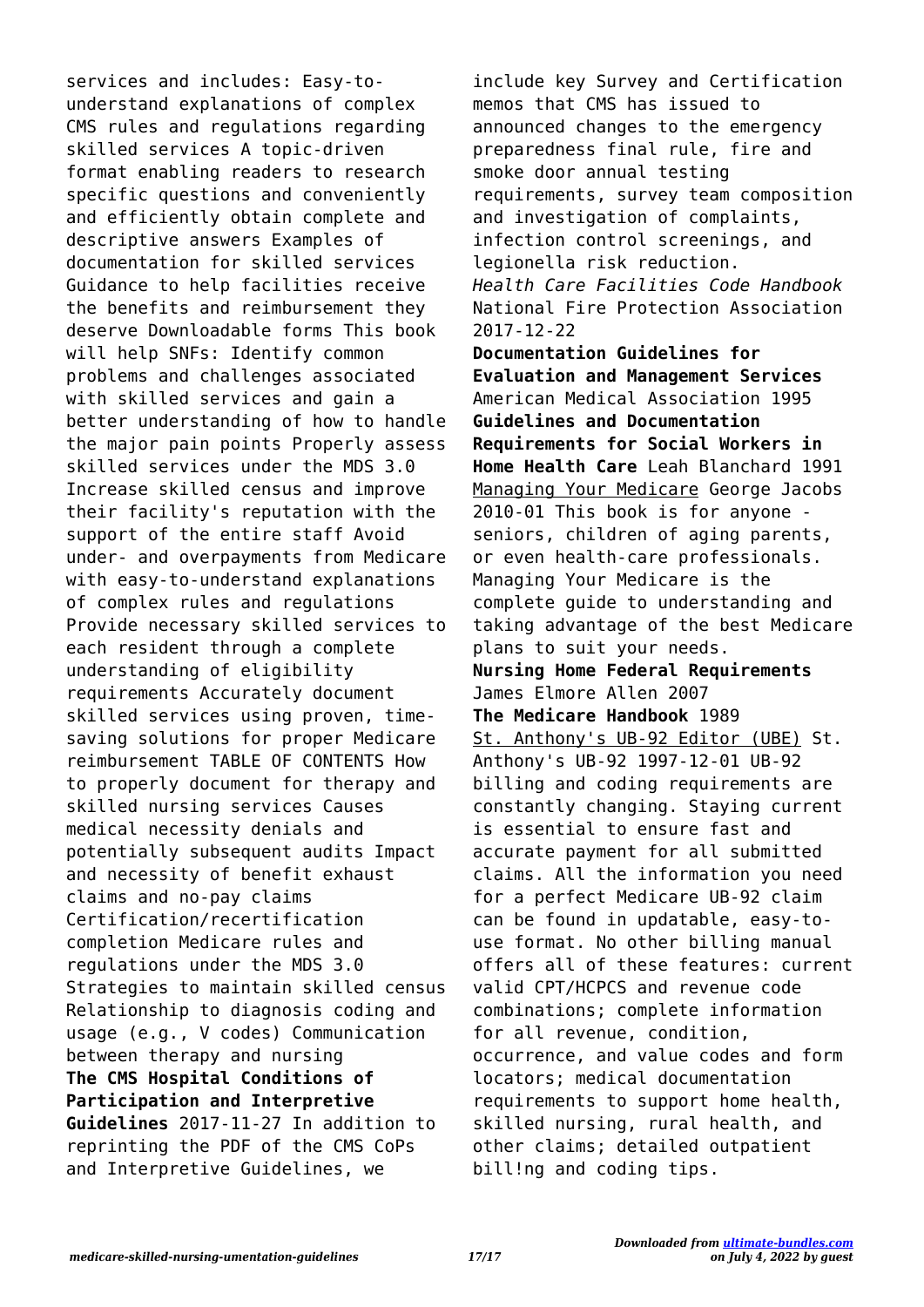services and includes: Easy-to-understand explanations of complex CMS rules and regulations regarding skilled services A topic-driven format enabling readers to research specific questions and conveniently and efficiently obtain complete and descriptive answers Examples of documentation for skilled services Guidance to help facilities receive the benefits and reimbursement they deserve Downloadable forms This book will help SNFs: Identify common problems and challenges associated with skilled services and gain a better understanding of how to handle the major pain points Properly assess skilled services under the MDS 3.0 Increase skilled census and improve their facility's reputation with the support of the entire staff Avoid under- and overpayments from Medicare with easy-to-understand explanations of complex rules and regulations Provide necessary skilled services to each resident through a complete understanding of eligibility requirements Accurately document skilled services using proven, time-saving solutions for proper Medicare reimbursement TABLE OF CONTENTS How to properly document for therapy and skilled nursing services Causes medical necessity denials and potentially subsequent audits Impact and necessity of benefit exhaust claims and no-pay claims Certification/recertification completion Medicare rules and regulations under the MDS 3.0 Strategies to maintain skilled census Relationship to diagnosis coding and usage (e.g., V codes) Communication between therapy and nursing

**The CMS Hospital Conditions of Participation and Interpretive Guidelines** 2017-11-27 In addition to reprinting the PDF of the CMS CoPs and Interpretive Guidelines, we include key Survey and Certification memos that CMS has issued to announced changes to the emergency preparedness final rule, fire and smoke door annual testing requirements, survey team composition and investigation of complaints, infection control screenings, and legionella risk reduction.

*Health Care Facilities Code Handbook* National Fire Protection Association 2017-12-22

**Documentation Guidelines for Evaluation and Management Services** American Medical Association 1995

**Guidelines and Documentation Requirements for Social Workers in Home Health Care** Leah Blanchard 1991

Managing Your Medicare George Jacobs 2010-01 This book is for anyone - seniors, children of aging parents, or even health-care professionals. Managing Your Medicare is the complete guide to understanding and taking advantage of the best Medicare plans to suit your needs.

**Nursing Home Federal Requirements** James Elmore Allen 2007

**The Medicare Handbook** 1989

St. Anthony's UB-92 Editor (UBE) St. Anthony's UB-92 1997-12-01 UB-92 billing and coding requirements are constantly changing. Staying current is essential to ensure fast and accurate payment for all submitted claims. All the information you need for a perfect Medicare UB-92 claim can be found in updatable, easy-to-use format. No other billing manual offers all of these features: current valid CPT/HCPCS and revenue code combinations; complete information for all revenue, condition, occurrence, and value codes and form locators; medical documentation requirements to support home health, skilled nursing, rural health, and other claims; detailed outpatient bill!ng and coding tips.